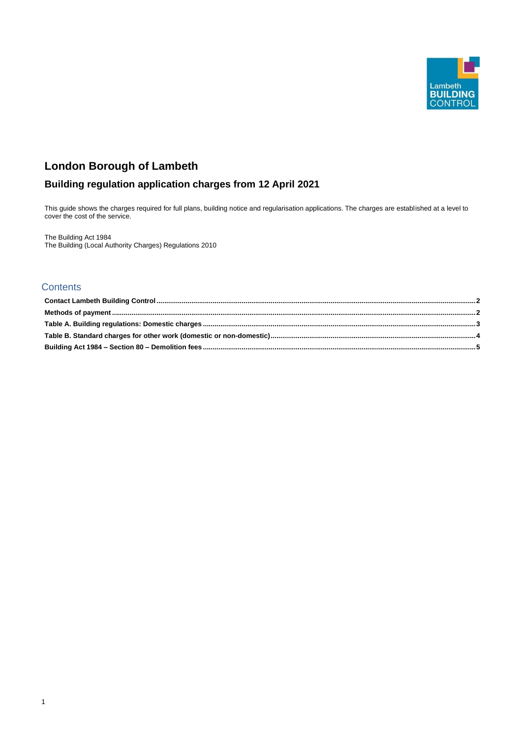Lambeth BUILDING CONTROL

# London Borough of Lambeth

## Building regulation application charges from 12 April 2021

This guide shows the charges required for full plans, building notice and regularisation applications. The charges are established at a level to cover the cost of the service.

The Building Act 1984
The Building (Local Authority Charges) Regulations 2010

## Contents

**Contact Lambeth Building Control** .......... **2**
**Methods of payment** .......... **2**
**Table A. Building regulations: Domestic charges** .......... **3**
**Table B. Standard charges for other work (domestic or non-domestic)** .......... **4**
**Building Act 1984 – Section 80 – Demolition fees** .......... **5**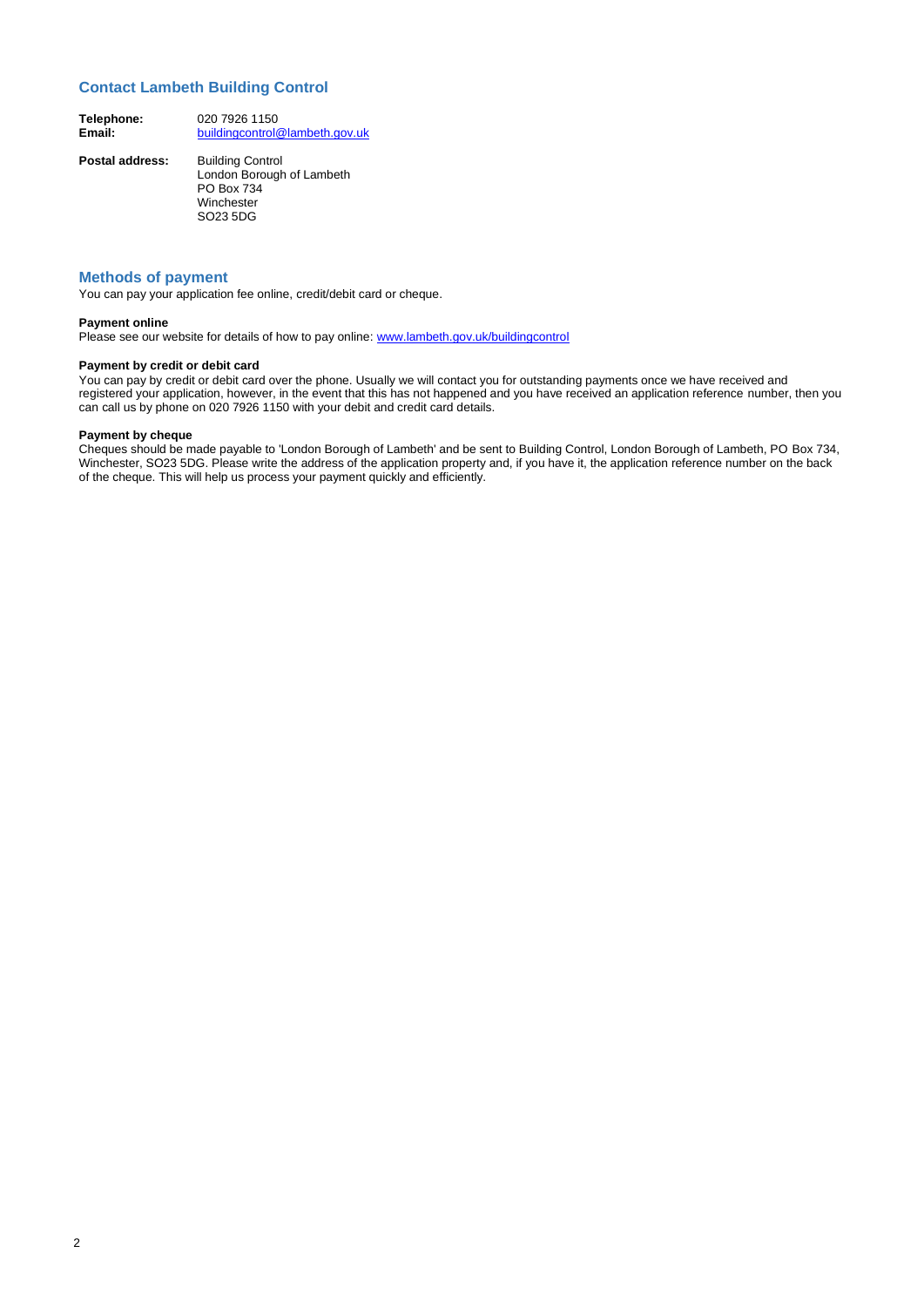## Contact Lambeth Building Control

**Telephone:** 020 7926 1150
**Email:** buildingcontrol@lambeth.gov.uk

**Postal address:**
Building Control
London Borough of Lambeth
PO Box 734
Winchester
SO23 5DG

## Methods of payment

You can pay your application fee online, credit/debit card or cheque.

**Payment online**

Please see our website for details of how to pay online: www.lambeth.gov.uk/buildingcontrol

**Payment by credit or debit card**

You can pay by credit or debit card over the phone. Usually we will contact you for outstanding payments once we have received and registered your application, however, in the event that this has not happened and you have received an application reference number, then you can call us by phone on 020 7926 1150 with your debit and credit card details.

**Payment by cheque**

Cheques should be made payable to 'London Borough of Lambeth' and be sent to Building Control, London Borough of Lambeth, PO Box 734, Winchester, SO23 5DG. Please write the address of the application property and, if you have it, the application reference number on the back of the cheque. This will help us process your payment quickly and efficiently.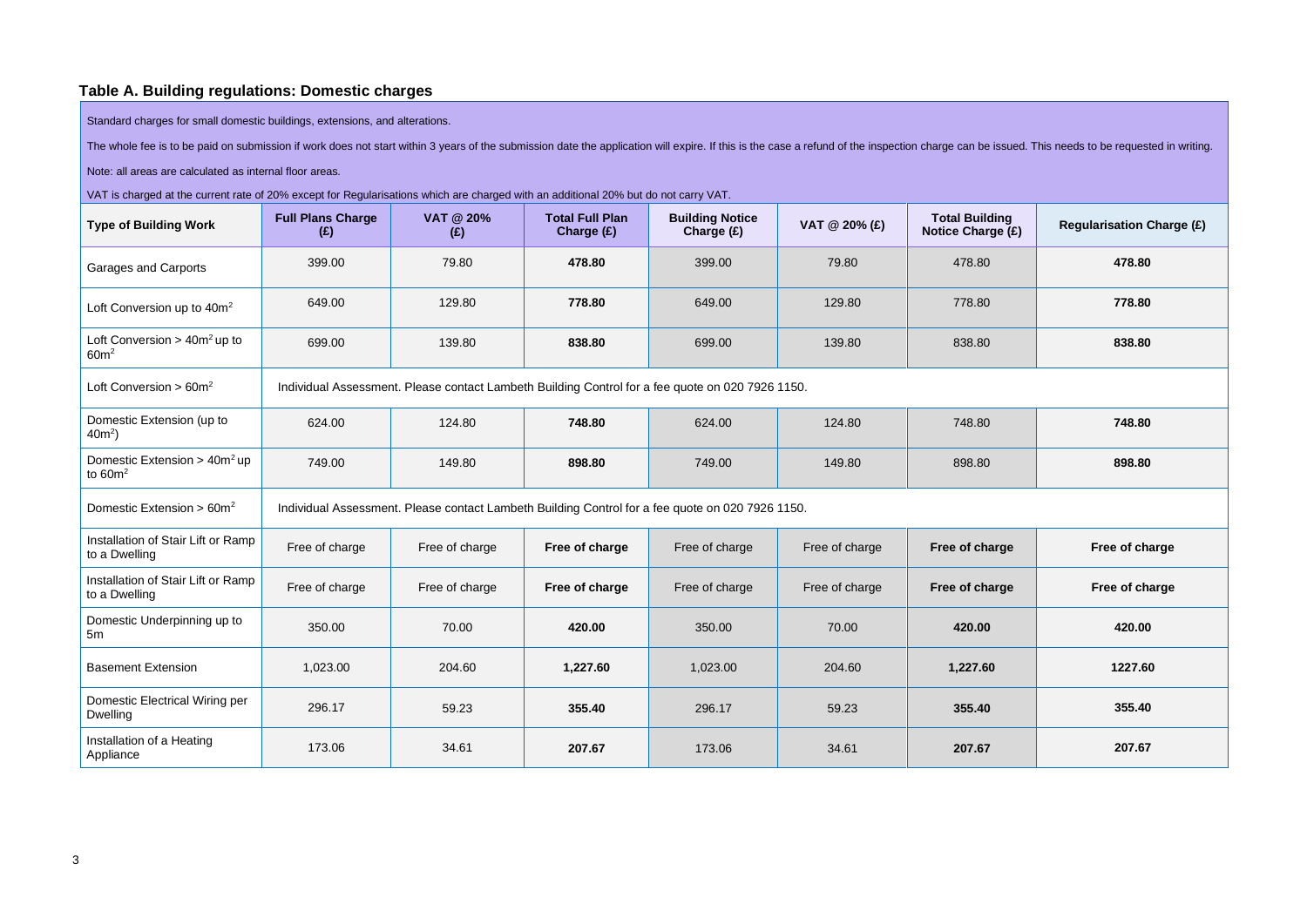### Table A. Building regulations: Domestic charges

| Standard charges for small domestic buildings, extensions, and alterations.<br><br>The whole fee is to be paid on submission if work does not start within 3 years of the submission date the application will expire. If this is the case a refund of the inspection charge can be issued. This needs to be requested in writing.<br><br>Note: all areas are calculated as internal floor areas.<br><br>VAT is charged at the current rate of 20% except for Regularisations which are charged with an additional 20% but do not carry VAT. | | | | | | | |
|---|---|---|---|---|---|---|---|
| **Type of Building Work** | **Full Plans Charge (£)** | **VAT @ 20% (£)** | **Total Full Plan Charge (£)** | **Building Notice Charge (£)** | **VAT @ 20% (£)** | **Total Building Notice Charge (£)** | **Regularisation Charge (£)** |
| Garages and Carports | 399.00 | 79.80 | **478.80** | 399.00 | 79.80 | 478.80 | **478.80** |
| Loft Conversion up to $40m^2$ | 649.00 | 129.80 | **778.80** | 649.00 | 129.80 | 778.80 | **778.80** |
| Loft Conversion > $40m^2$ up to $60m^2$ | 699.00 | 139.80 | **838.80** | 699.00 | 139.80 | 838.80 | **838.80** |
| Loft Conversion > $60m^2$ | Individual Assessment. Please contact Lambeth Building Control for a fee quote on 020 7926 1150. | | | | | | |
| Domestic Extension (up to $40m^2$) | 624.00 | 124.80 | **748.80** | 624.00 | 124.80 | 748.80 | **748.80** |
| Domestic Extension > $40m^2$ up to $60m^2$ | 749.00 | 149.80 | **898.80** | 749.00 | 149.80 | 898.80 | **898.80** |
| Domestic Extension > $60m^2$ | Individual Assessment. Please contact Lambeth Building Control for a fee quote on 020 7926 1150. | | | | | | |
| Installation of Stair Lift or Ramp to a Dwelling | Free of charge | Free of charge | **Free of charge** | Free of charge | Free of charge | **Free of charge** | **Free of charge** |
| Installation of Stair Lift or Ramp to a Dwelling | Free of charge | Free of charge | **Free of charge** | Free of charge | Free of charge | **Free of charge** | **Free of charge** |
| Domestic Underpinning up to 5m | 350.00 | 70.00 | **420.00** | 350.00 | 70.00 | **420.00** | **420.00** |
| Basement Extension | 1,023.00 | 204.60 | **1,227.60** | 1,023.00 | 204.60 | **1,227.60** | **1227.60** |
| Domestic Electrical Wiring per Dwelling | 296.17 | 59.23 | **355.40** | 296.17 | 59.23 | **355.40** | **355.40** |
| Installation of a Heating Appliance | 173.06 | 34.61 | **207.67** | 173.06 | 34.61 | **207.67** | **207.67** |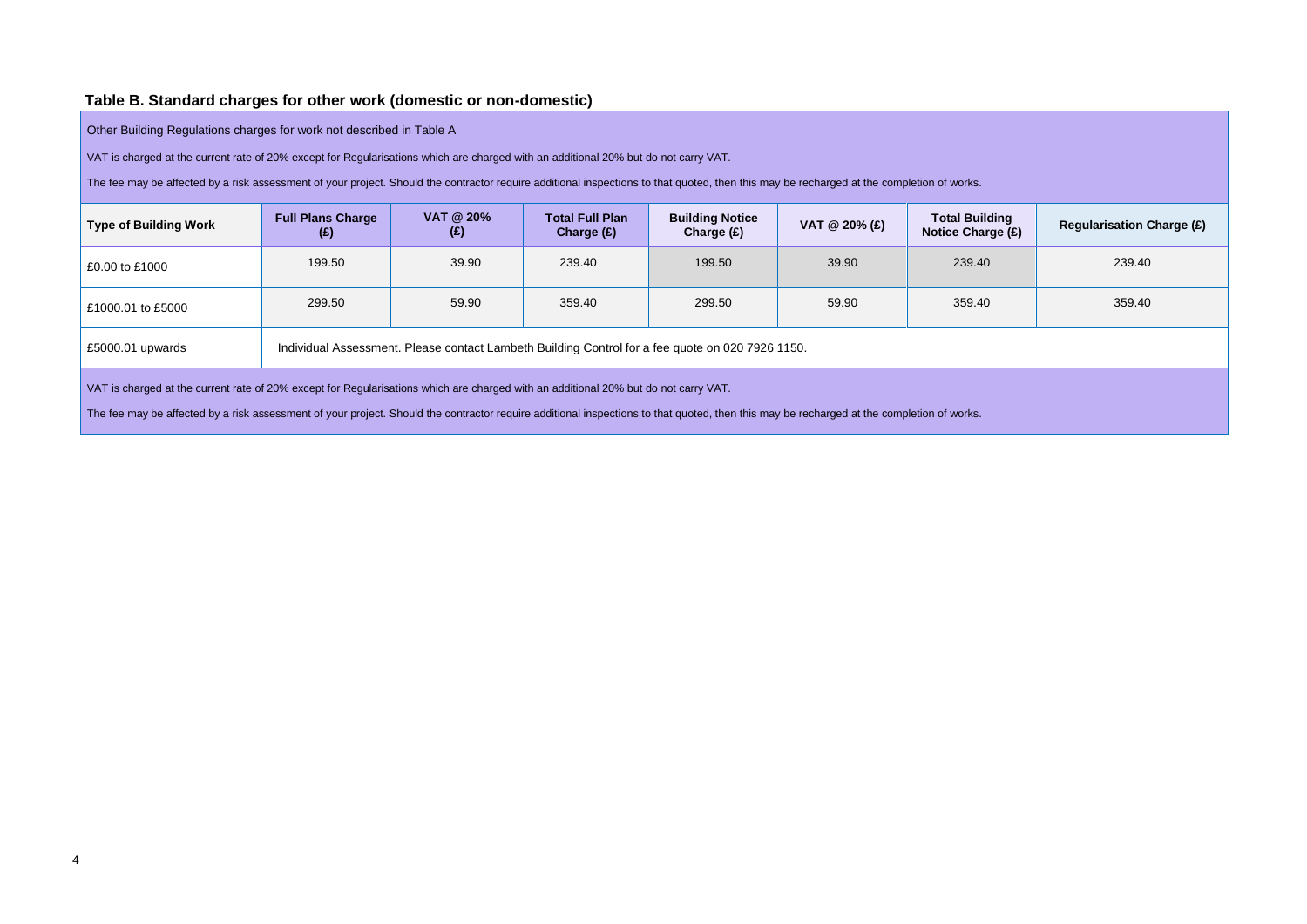### Table B. Standard charges for other work (domestic or non-domestic)

Other Building Regulations charges for work not described in Table A

VAT is charged at the current rate of 20% except for Regularisations which are charged with an additional 20% but do not carry VAT.

The fee may be affected by a risk assessment of your project. Should the contractor require additional inspections to that quoted, then this may be recharged at the completion of works.

| Type of Building Work | Full Plans Charge (£) | VAT @ 20% (£) | Total Full Plan Charge (£) | Building Notice Charge (£) | VAT @ 20% (£) | Total Building Notice Charge (£) | Regularisation Charge (£) |
|---|---|---|---|---|---|---|---|
| £0.00 to £1000 | 199.50 | 39.90 | 239.40 | 199.50 | 39.90 | 239.40 | 239.40 |
| £1000.01 to £5000 | 299.50 | 59.90 | 359.40 | 299.50 | 59.90 | 359.40 | 359.40 |
| £5000.01 upwards | Individual Assessment. Please contact Lambeth Building Control for a fee quote on 020 7926 1150. | | | | | | |

VAT is charged at the current rate of 20% except for Regularisations which are charged with an additional 20% but do not carry VAT.

The fee may be affected by a risk assessment of your project. Should the contractor require additional inspections to that quoted, then this may be recharged at the completion of works.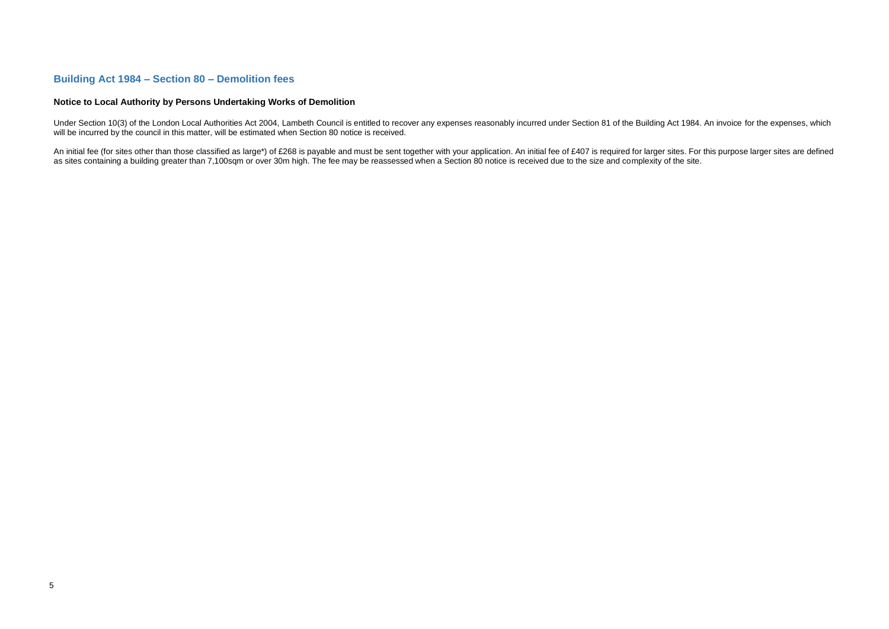## Building Act 1984 – Section 80 – Demolition fees

### Notice to Local Authority by Persons Undertaking Works of Demolition

Under Section 10(3) of the London Local Authorities Act 2004, Lambeth Council is entitled to recover any expenses reasonably incurred under Section 81 of the Building Act 1984. An invoice for the expenses, which will be incurred by the council in this matter, will be estimated when Section 80 notice is received.

An initial fee (for sites other than those classified as large*) of £268 is payable and must be sent together with your application. An initial fee of £407 is required for larger sites. For this purpose larger sites are defined as sites containing a building greater than 7,100sqm or over 30m high. The fee may be reassessed when a Section 80 notice is received due to the size and complexity of the site.